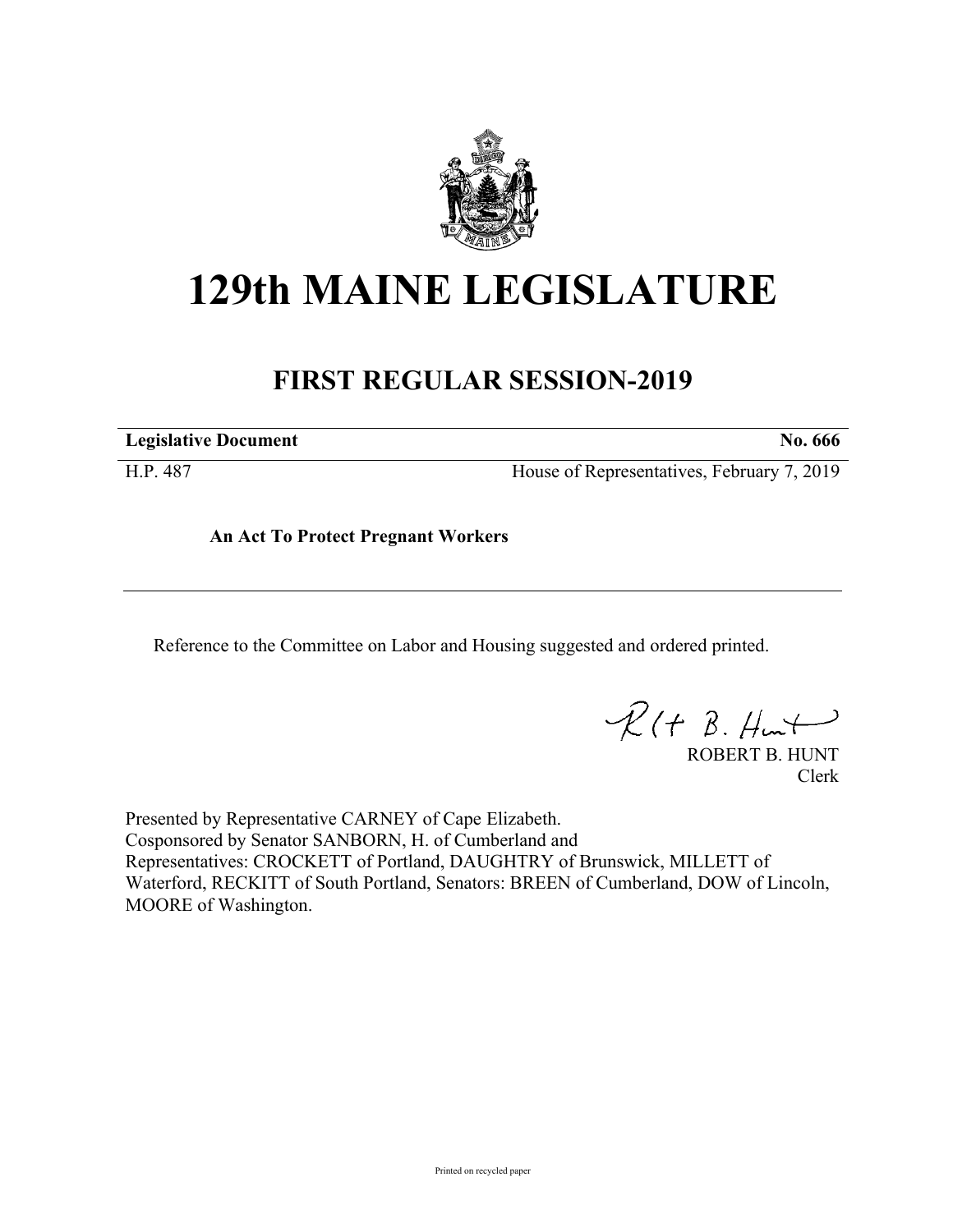# 129th MAINE LEGISLATURE

## FIRST REGULAR SESSION-2019

| **Legislative Document** | **No. 666** |
|---|---|
| H.P. 487 | House of Representatives, February 7, 2019 |

**An Act To Protect Pregnant Workers**

Reference to the Committee on Labor and Housing suggested and ordered printed.

ROBERT B. HUNT
Clerk

Presented by Representative CARNEY of Cape Elizabeth.
Cosponsored by Senator SANBORN, H. of Cumberland and
Representatives: CROCKETT of Portland, DAUGHTRY of Brunswick, MILLETT of Waterford, RECKITT of South Portland, Senators: BREEN of Cumberland, DOW of Lincoln, MOORE of Washington.

Printed on recycled paper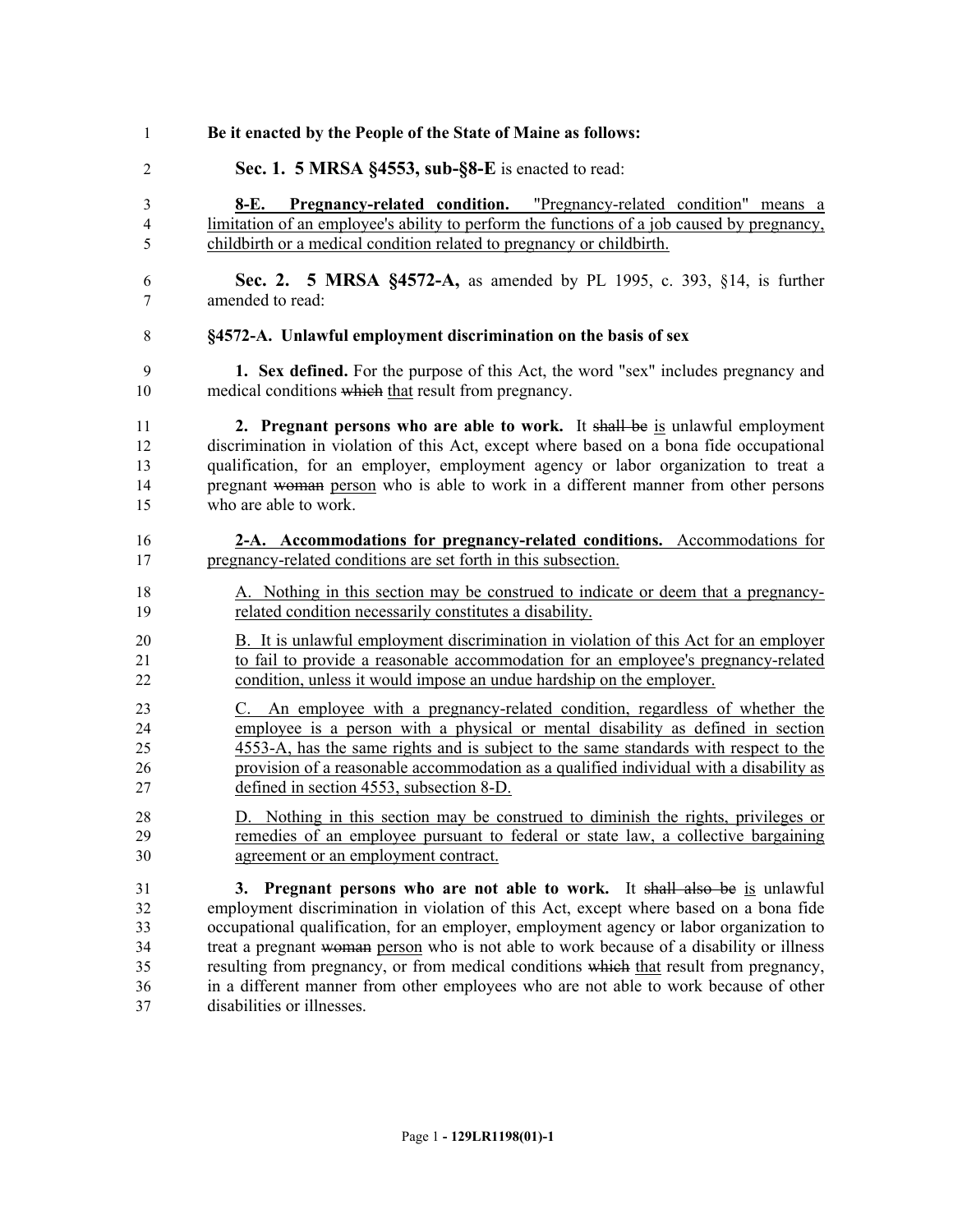**Be it enacted by the People of the State of Maine as follows:**

**Sec. 1. 5 MRSA §4553, sub-§8-E** is enacted to read:

**8-E. Pregnancy-related condition.** "Pregnancy-related condition" means a limitation of an employee's ability to perform the functions of a job caused by pregnancy, childbirth or a medical condition related to pregnancy or childbirth.

**Sec. 2. 5 MRSA §4572-A,** as amended by PL 1995, c. 393, §14, is further amended to read:

**§4572-A. Unlawful employment discrimination on the basis of sex**

**1. Sex defined.** For the purpose of this Act, the word "sex" includes pregnancy and medical conditions ~~which~~ that result from pregnancy.

**2. Pregnant persons who are able to work.** It ~~shall be~~ is unlawful employment discrimination in violation of this Act, except where based on a bona fide occupational qualification, for an employer, employment agency or labor organization to treat a pregnant ~~woman~~ person who is able to work in a different manner from other persons who are able to work.

**2-A. Accommodations for pregnancy-related conditions.** Accommodations for pregnancy-related conditions are set forth in this subsection.

A. Nothing in this section may be construed to indicate or deem that a pregnancy-related condition necessarily constitutes a disability.

B. It is unlawful employment discrimination in violation of this Act for an employer to fail to provide a reasonable accommodation for an employee's pregnancy-related condition, unless it would impose an undue hardship on the employer.

C. An employee with a pregnancy-related condition, regardless of whether the employee is a person with a physical or mental disability as defined in section 4553-A, has the same rights and is subject to the same standards with respect to the provision of a reasonable accommodation as a qualified individual with a disability as defined in section 4553, subsection 8-D.

D. Nothing in this section may be construed to diminish the rights, privileges or remedies of an employee pursuant to federal or state law, a collective bargaining agreement or an employment contract.

**3. Pregnant persons who are not able to work.** It ~~shall also be~~ is unlawful employment discrimination in violation of this Act, except where based on a bona fide occupational qualification, for an employer, employment agency or labor organization to treat a pregnant ~~woman~~ person who is not able to work because of a disability or illness resulting from pregnancy, or from medical conditions ~~which~~ that result from pregnancy, in a different manner from other employees who are not able to work because of other disabilities or illnesses.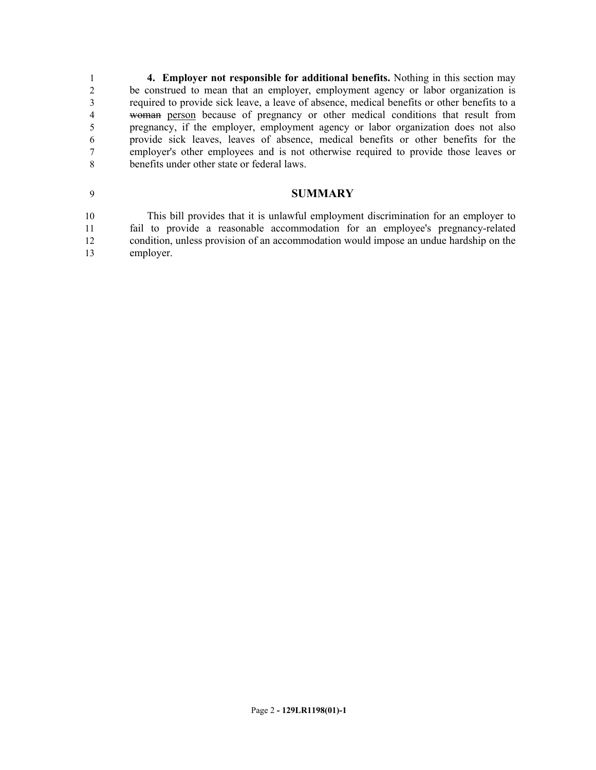**4. Employer not responsible for additional benefits.** Nothing in this section may be construed to mean that an employer, employment agency or labor organization is required to provide sick leave, a leave of absence, medical benefits or other benefits to a ~~woman~~ <u>person</u> because of pregnancy or other medical conditions that result from pregnancy, if the employer, employment agency or labor organization does not also provide sick leaves, leaves of absence, medical benefits or other benefits for the employer's other employees and is not otherwise required to provide those leaves or benefits under other state or federal laws.

## SUMMARY

This bill provides that it is unlawful employment discrimination for an employer to fail to provide a reasonable accommodation for an employee's pregnancy-related condition, unless provision of an accommodation would impose an undue hardship on the employer.